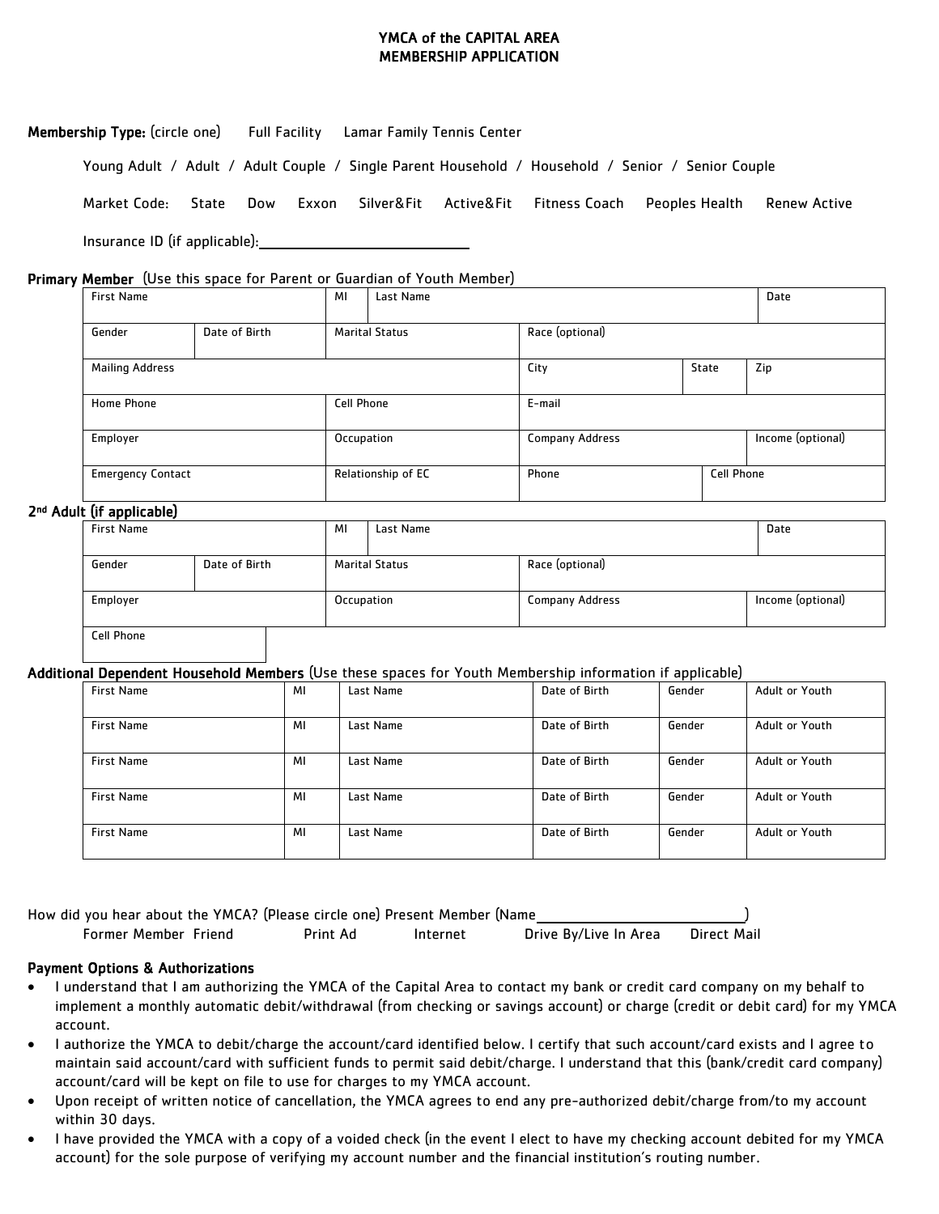# YMCA of the CAPITAL AREA
# MEMBERSHIP APPLICATION

**Membership Type:** (circle one)   Full Facility   Lamar Family Tennis Center

Young Adult / Adult / Adult Couple / Single Parent Household / Household / Senior / Senior Couple

Market Code:   State   Dow   Exxon   Silver&Fit   Active&Fit   Fitness Coach   Peoples Health   Renew Active

Insurance ID (if applicable):______________________

**Primary Member** (Use this space for Parent or Guardian of Youth Member)

| First Name | | MI | Last Name | | | Date |
|---|---|---|---|---|---|---|
| Gender | Date of Birth | Marital Status | | Race (optional) | | |
| Mailing Address | | | | City | State | Zip |
| Home Phone | | Cell Phone | | E-mail | | |
| Employer | | Occupation | | Company Address | | Income (optional) |
| Emergency Contact | | Relationship of EC | | Phone | Cell Phone | |

**2[nd] Adult (if applicable)**

| First Name | | MI | Last Name | | Date |
|---|---|---|---|---|---|
| Gender | Date of Birth | Marital Status | | Race (optional) | |
| Employer | | Occupation | | Company Address | Income (optional) |
| Cell Phone | | | | | |

**Additional Dependent Household Members** (Use these spaces for Youth Membership information if applicable)

| First Name | MI | Last Name | Date of Birth | Gender | Adult or Youth |
|---|---|---|---|---|---|
| First Name | MI | Last Name | Date of Birth | Gender | Adult or Youth |
| First Name | MI | Last Name | Date of Birth | Gender | Adult or Youth |
| First Name | MI | Last Name | Date of Birth | Gender | Adult or Youth |
| First Name | MI | Last Name | Date of Birth | Gender | Adult or Youth |

How did you hear about the YMCA? (Please circle one) Present Member (Name______________________)
Former Member   Friend   Print Ad   Internet   Drive By/Live In Area   Direct Mail

**Payment Options & Authorizations**

- I understand that I am authorizing the YMCA of the Capital Area to contact my bank or credit card company on my behalf to implement a monthly automatic debit/withdrawal (from checking or savings account) or charge (credit or debit card) for my YMCA account.
- I authorize the YMCA to debit/charge the account/card identified below. I certify that such account/card exists and I agree to maintain said account/card with sufficient funds to permit said debit/charge. I understand that this (bank/credit card company) account/card will be kept on file to use for charges to my YMCA account.
- Upon receipt of written notice of cancellation, the YMCA agrees to end any pre-authorized debit/charge from/to my account within 30 days.
- I have provided the YMCA with a copy of a voided check (in the event I elect to have my checking account debited for my YMCA account) for the sole purpose of verifying my account number and the financial institution's routing number.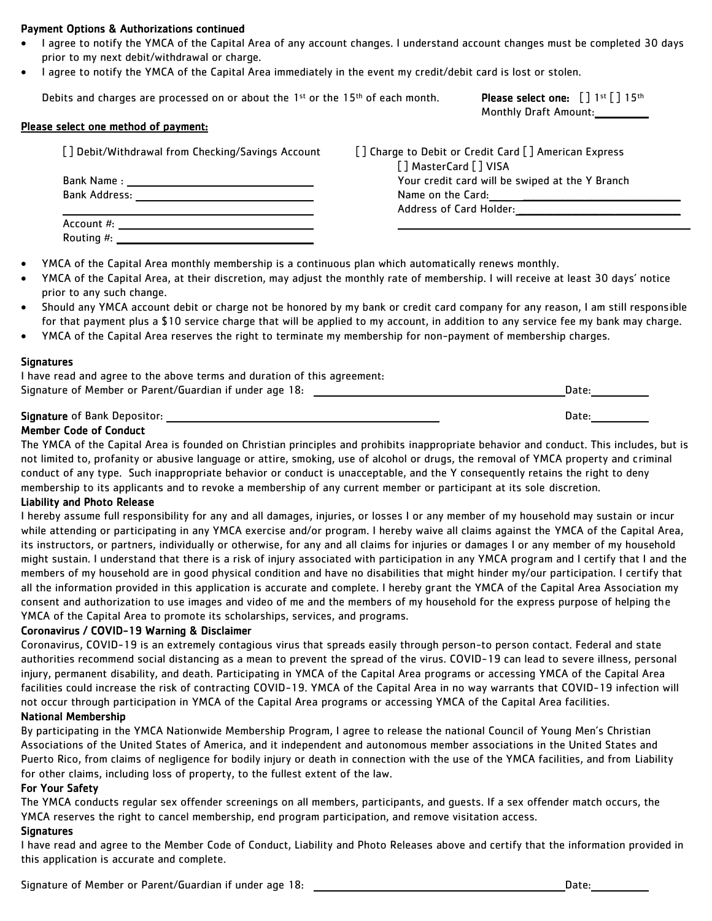**Payment Options & Authorizations continued**

- I agree to notify the YMCA of the Capital Area of any account changes. I understand account changes must be completed 30 days prior to my next debit/withdrawal or charge.
- I agree to notify the YMCA of the Capital Area immediately in the event my credit/debit card is lost or stolen.

Debits and charges are processed on or about the 1st or the 15th of each month. **Please select one:** [ ] 1st [ ] 15th

Monthly Draft Amount:__________

**Please select one method of payment:**

[ ] Debit/Withdrawal from Checking/Savings Account

Bank Name : ________________________________

Bank Address: ________________________________

________________________________

Account #: ________________________________

Routing #: ________________________________

[ ] Charge to Debit or Credit Card [ ] American Express [ ] MasterCard [ ] VISA

Your credit card will be swiped at the Y Branch

Name on the Card:________________________________

Address of Card Holder:________________________________

________________________________

- YMCA of the Capital Area monthly membership is a continuous plan which automatically renews monthly.
- YMCA of the Capital Area, at their discretion, may adjust the monthly rate of membership. I will receive at least 30 days' notice prior to any such change.
- Should any YMCA account debit or charge not be honored by my bank or credit card company for any reason, I am still responsible for that payment plus a $10 service charge that will be applied to my account, in addition to any service fee my bank may charge.
- YMCA of the Capital Area reserves the right to terminate my membership for non-payment of membership charges.

**Signatures**

I have read and agree to the above terms and duration of this agreement:

Signature of Member or Parent/Guardian if under age 18: ________________________________ Date:__________

**Signature** of Bank Depositor: ________________________________ Date:__________

**Member Code of Conduct**

The YMCA of the Capital Area is founded on Christian principles and prohibits inappropriate behavior and conduct. This includes, but is not limited to, profanity or abusive language or attire, smoking, use of alcohol or drugs, the removal of YMCA property and criminal conduct of any type. Such inappropriate behavior or conduct is unacceptable, and the Y consequently retains the right to deny membership to its applicants and to revoke a membership of any current member or participant at its sole discretion.

**Liability and Photo Release**

I hereby assume full responsibility for any and all damages, injuries, or losses I or any member of my household may sustain or incur while attending or participating in any YMCA exercise and/or program. I hereby waive all claims against the YMCA of the Capital Area, its instructors, or partners, individually or otherwise, for any and all claims for injuries or damages I or any member of my household might sustain. I understand that there is a risk of injury associated with participation in any YMCA program and I certify that I and the members of my household are in good physical condition and have no disabilities that might hinder my/our participation. I certify that all the information provided in this application is accurate and complete. I hereby grant the YMCA of the Capital Area Association my consent and authorization to use images and video of me and the members of my household for the express purpose of helping the YMCA of the Capital Area to promote its scholarships, services, and programs.

**Coronavirus / COVID-19 Warning & Disclaimer**

Coronavirus, COVID-19 is an extremely contagious virus that spreads easily through person-to person contact. Federal and state authorities recommend social distancing as a mean to prevent the spread of the virus. COVID-19 can lead to severe illness, personal injury, permanent disability, and death. Participating in YMCA of the Capital Area programs or accessing YMCA of the Capital Area facilities could increase the risk of contracting COVID-19. YMCA of the Capital Area in no way warrants that COVID-19 infection will not occur through participation in YMCA of the Capital Area programs or accessing YMCA of the Capital Area facilities.

**National Membership**

By participating in the YMCA Nationwide Membership Program, I agree to release the national Council of Young Men's Christian Associations of the United States of America, and it independent and autonomous member associations in the United States and Puerto Rico, from claims of negligence for bodily injury or death in connection with the use of the YMCA facilities, and from Liability for other claims, including loss of property, to the fullest extent of the law.

**For Your Safety**

The YMCA conducts regular sex offender screenings on all members, participants, and guests. If a sex offender match occurs, the YMCA reserves the right to cancel membership, end program participation, and remove visitation access.

**Signatures**

I have read and agree to the Member Code of Conduct, Liability and Photo Releases above and certify that the information provided in this application is accurate and complete.

Signature of Member or Parent/Guardian if under age 18: ________________________________ Date:__________